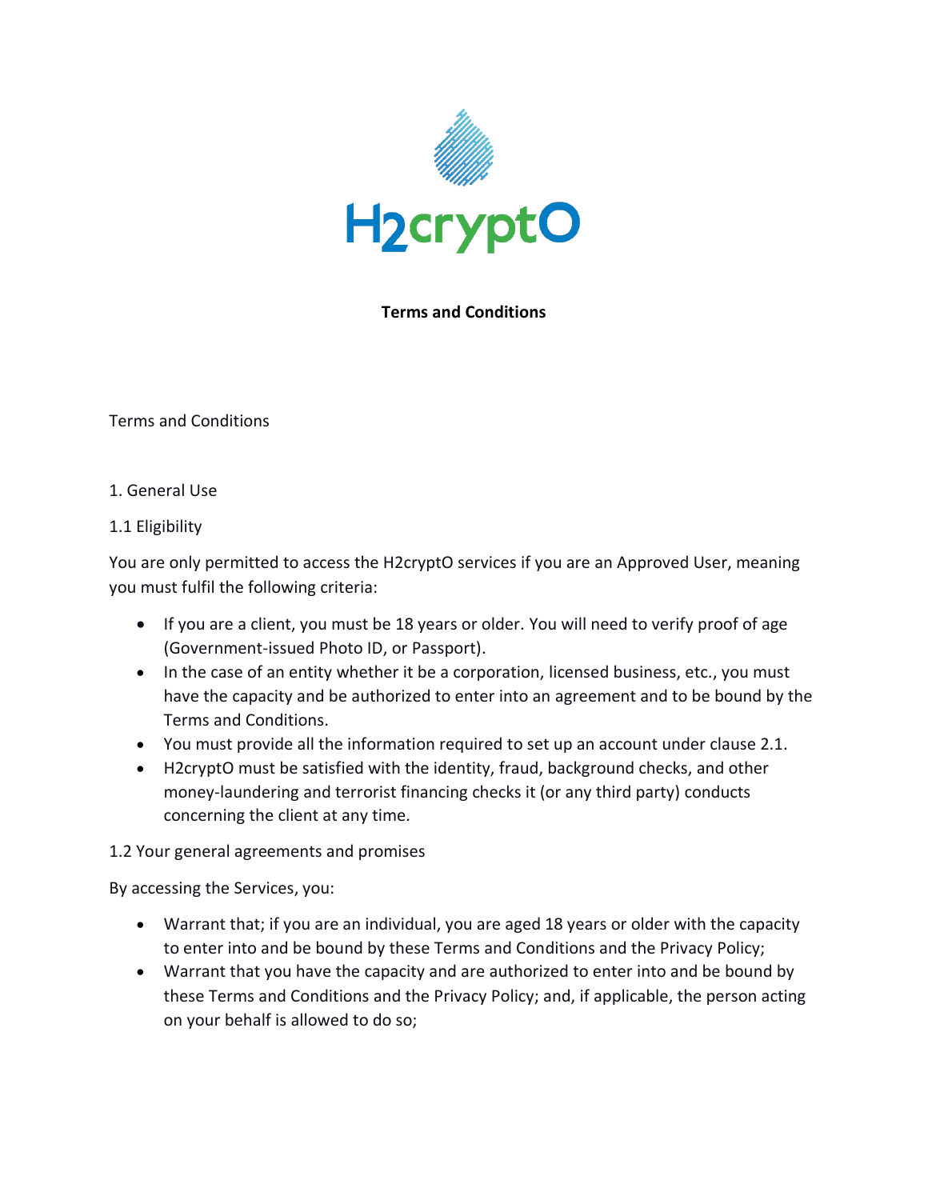H2cryptO

**Terms and Conditions**

Terms and Conditions

1. General Use

1.1 Eligibility

You are only permitted to access the H2cryptO services if you are an Approved User, meaning you must fulfil the following criteria:

- If you are a client, you must be 18 years or older. You will need to verify proof of age (Government-issued Photo ID, or Passport).
- In the case of an entity whether it be a corporation, licensed business, etc., you must have the capacity and be authorized to enter into an agreement and to be bound by the Terms and Conditions.
- You must provide all the information required to set up an account under clause 2.1.
- H2cryptO must be satisfied with the identity, fraud, background checks, and other money-laundering and terrorist financing checks it (or any third party) conducts concerning the client at any time.

1.2 Your general agreements and promises

By accessing the Services, you:

- Warrant that; if you are an individual, you are aged 18 years or older with the capacity to enter into and be bound by these Terms and Conditions and the Privacy Policy;
- Warrant that you have the capacity and are authorized to enter into and be bound by these Terms and Conditions and the Privacy Policy; and, if applicable, the person acting on your behalf is allowed to do so;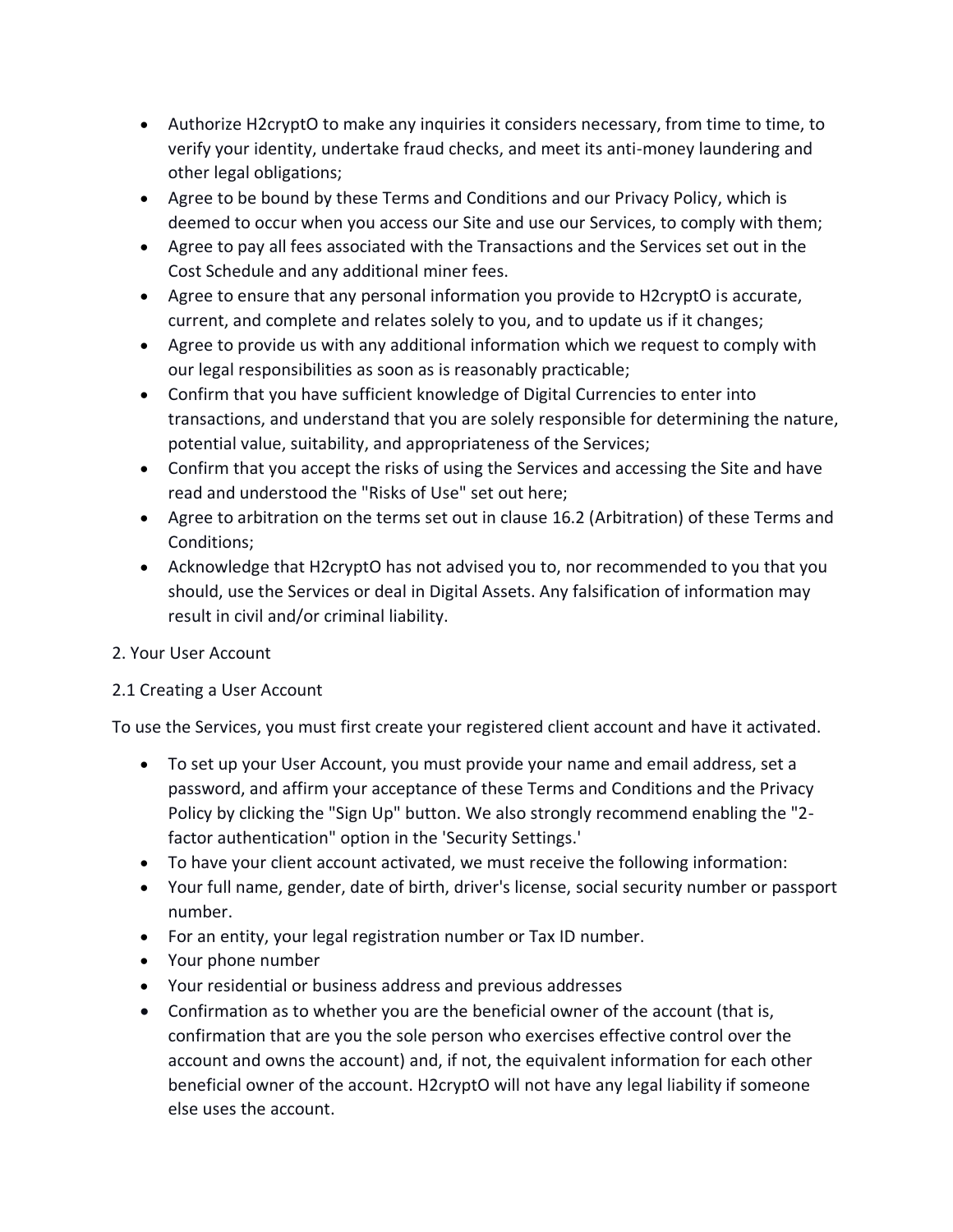- Authorize H2cryptO to make any inquiries it considers necessary, from time to time, to verify your identity, undertake fraud checks, and meet its anti-money laundering and other legal obligations;
- Agree to be bound by these Terms and Conditions and our Privacy Policy, which is deemed to occur when you access our Site and use our Services, to comply with them;
- Agree to pay all fees associated with the Transactions and the Services set out in the Cost Schedule and any additional miner fees.
- Agree to ensure that any personal information you provide to H2cryptO is accurate, current, and complete and relates solely to you, and to update us if it changes;
- Agree to provide us with any additional information which we request to comply with our legal responsibilities as soon as is reasonably practicable;
- Confirm that you have sufficient knowledge of Digital Currencies to enter into transactions, and understand that you are solely responsible for determining the nature, potential value, suitability, and appropriateness of the Services;
- Confirm that you accept the risks of using the Services and accessing the Site and have read and understood the "Risks of Use" set out here;
- Agree to arbitration on the terms set out in clause 16.2 (Arbitration) of these Terms and Conditions;
- Acknowledge that H2cryptO has not advised you to, nor recommended to you that you should, use the Services or deal in Digital Assets. Any falsification of information may result in civil and/or criminal liability.

## 2. Your User Account

### 2.1 Creating a User Account

To use the Services, you must first create your registered client account and have it activated.

- To set up your User Account, you must provide your name and email address, set a password, and affirm your acceptance of these Terms and Conditions and the Privacy Policy by clicking the "Sign Up" button. We also strongly recommend enabling the "2-factor authentication" option in the 'Security Settings.'
- To have your client account activated, we must receive the following information:
- Your full name, gender, date of birth, driver's license, social security number or passport number.
- For an entity, your legal registration number or Tax ID number.
- Your phone number
- Your residential or business address and previous addresses
- Confirmation as to whether you are the beneficial owner of the account (that is, confirmation that are you the sole person who exercises effective control over the account and owns the account) and, if not, the equivalent information for each other beneficial owner of the account. H2cryptO will not have any legal liability if someone else uses the account.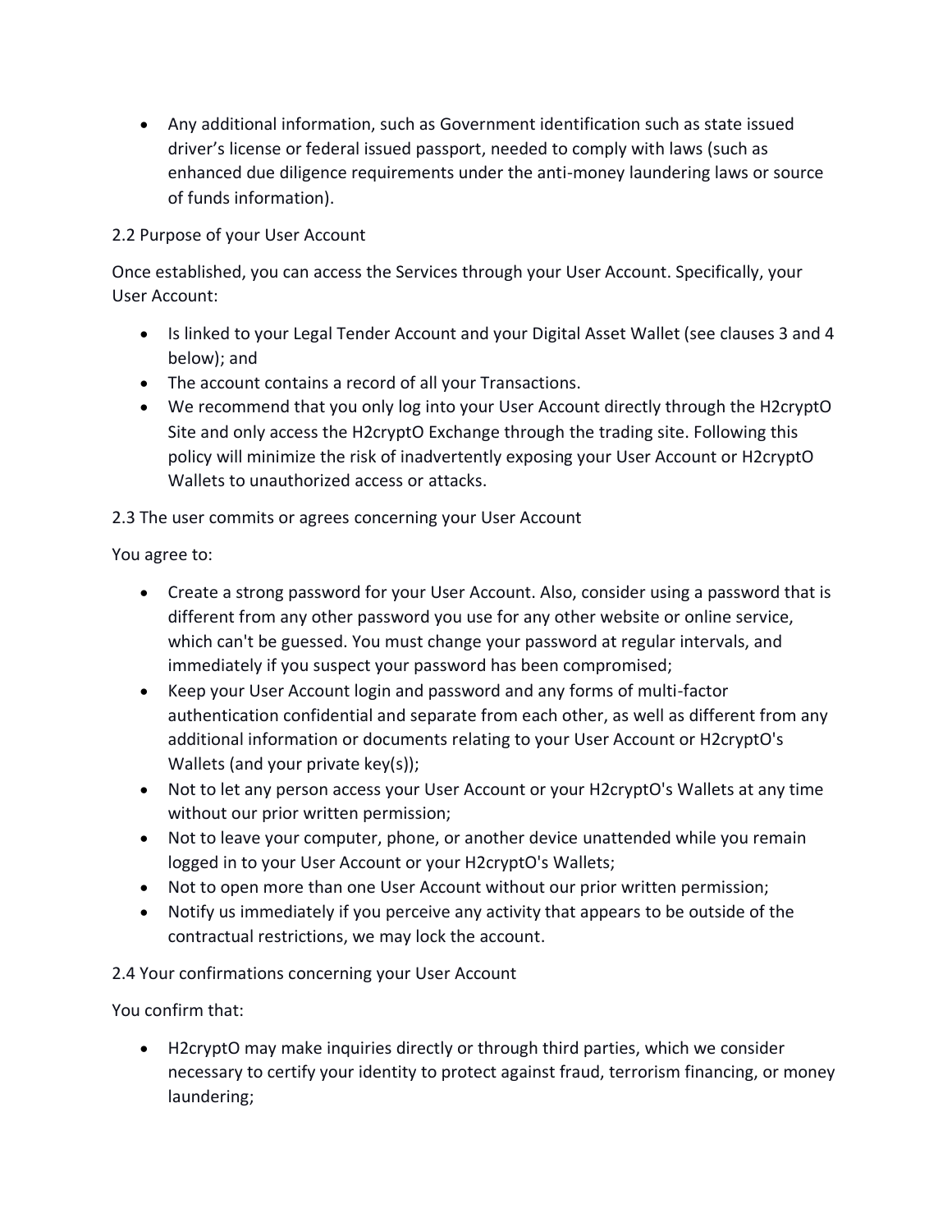- Any additional information, such as Government identification such as state issued driver's license or federal issued passport, needed to comply with laws (such as enhanced due diligence requirements under the anti-money laundering laws or source of funds information).

2.2 Purpose of your User Account

Once established, you can access the Services through your User Account. Specifically, your User Account:

- Is linked to your Legal Tender Account and your Digital Asset Wallet (see clauses 3 and 4 below); and
- The account contains a record of all your Transactions.
- We recommend that you only log into your User Account directly through the H2cryptO Site and only access the H2cryptO Exchange through the trading site. Following this policy will minimize the risk of inadvertently exposing your User Account or H2cryptO Wallets to unauthorized access or attacks.

2.3 The user commits or agrees concerning your User Account

You agree to:

- Create a strong password for your User Account. Also, consider using a password that is different from any other password you use for any other website or online service, which can't be guessed. You must change your password at regular intervals, and immediately if you suspect your password has been compromised;
- Keep your User Account login and password and any forms of multi-factor authentication confidential and separate from each other, as well as different from any additional information or documents relating to your User Account or H2cryptO's Wallets (and your private key(s));
- Not to let any person access your User Account or your H2cryptO's Wallets at any time without our prior written permission;
- Not to leave your computer, phone, or another device unattended while you remain logged in to your User Account or your H2cryptO's Wallets;
- Not to open more than one User Account without our prior written permission;
- Notify us immediately if you perceive any activity that appears to be outside of the contractual restrictions, we may lock the account.

2.4 Your confirmations concerning your User Account

You confirm that:

- H2cryptO may make inquiries directly or through third parties, which we consider necessary to certify your identity to protect against fraud, terrorism financing, or money laundering;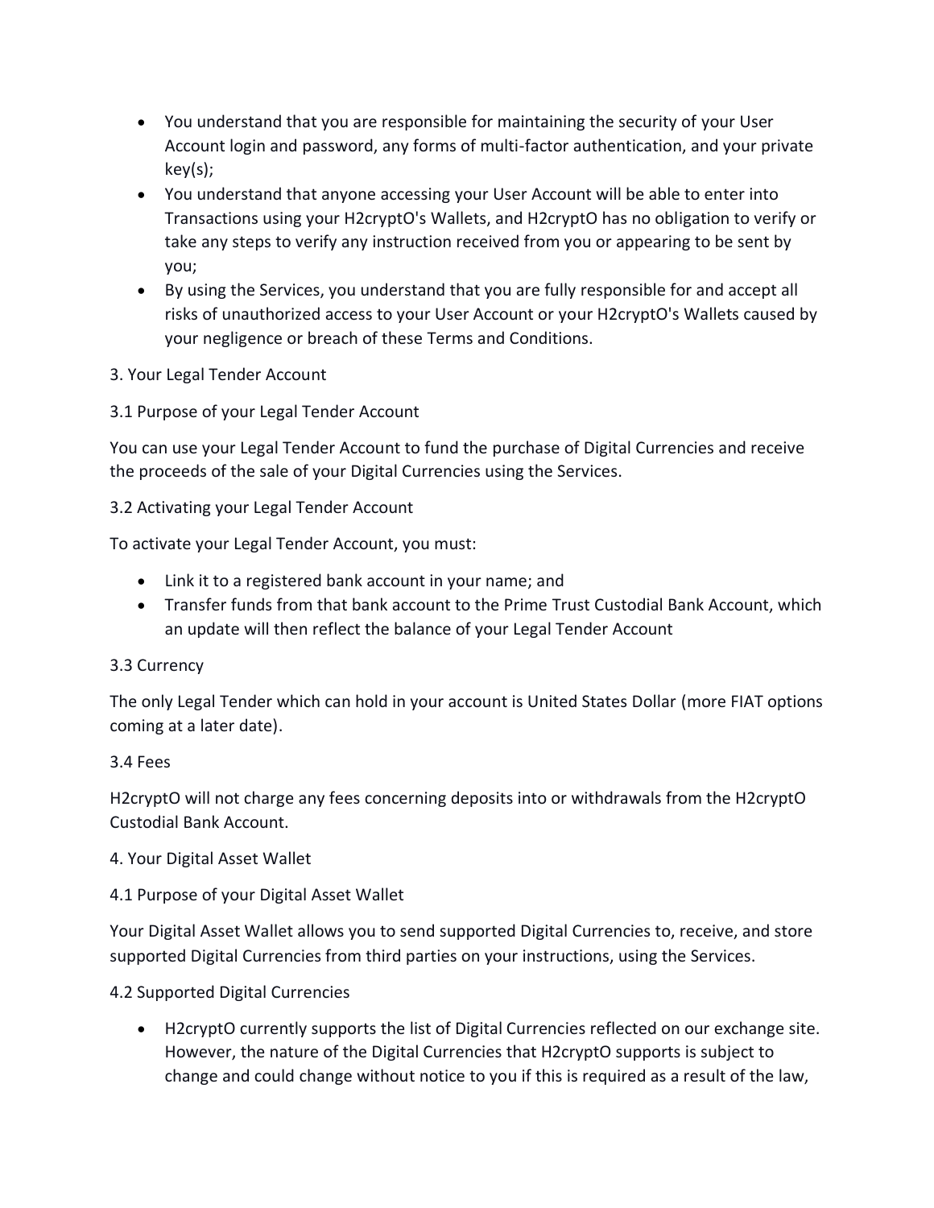- You understand that you are responsible for maintaining the security of your User Account login and password, any forms of multi-factor authentication, and your private key(s);
- You understand that anyone accessing your User Account will be able to enter into Transactions using your H2cryptO's Wallets, and H2cryptO has no obligation to verify or take any steps to verify any instruction received from you or appearing to be sent by you;
- By using the Services, you understand that you are fully responsible for and accept all risks of unauthorized access to your User Account or your H2cryptO's Wallets caused by your negligence or breach of these Terms and Conditions.

3. Your Legal Tender Account

3.1 Purpose of your Legal Tender Account

You can use your Legal Tender Account to fund the purchase of Digital Currencies and receive the proceeds of the sale of your Digital Currencies using the Services.

3.2 Activating your Legal Tender Account

To activate your Legal Tender Account, you must:

- Link it to a registered bank account in your name; and
- Transfer funds from that bank account to the Prime Trust Custodial Bank Account, which an update will then reflect the balance of your Legal Tender Account

3.3 Currency

The only Legal Tender which can hold in your account is United States Dollar (more FIAT options coming at a later date).

3.4 Fees

H2cryptO will not charge any fees concerning deposits into or withdrawals from the H2cryptO Custodial Bank Account.

4. Your Digital Asset Wallet

4.1 Purpose of your Digital Asset Wallet

Your Digital Asset Wallet allows you to send supported Digital Currencies to, receive, and store supported Digital Currencies from third parties on your instructions, using the Services.

4.2 Supported Digital Currencies

- H2cryptO currently supports the list of Digital Currencies reflected on our exchange site. However, the nature of the Digital Currencies that H2cryptO supports is subject to change and could change without notice to you if this is required as a result of the law,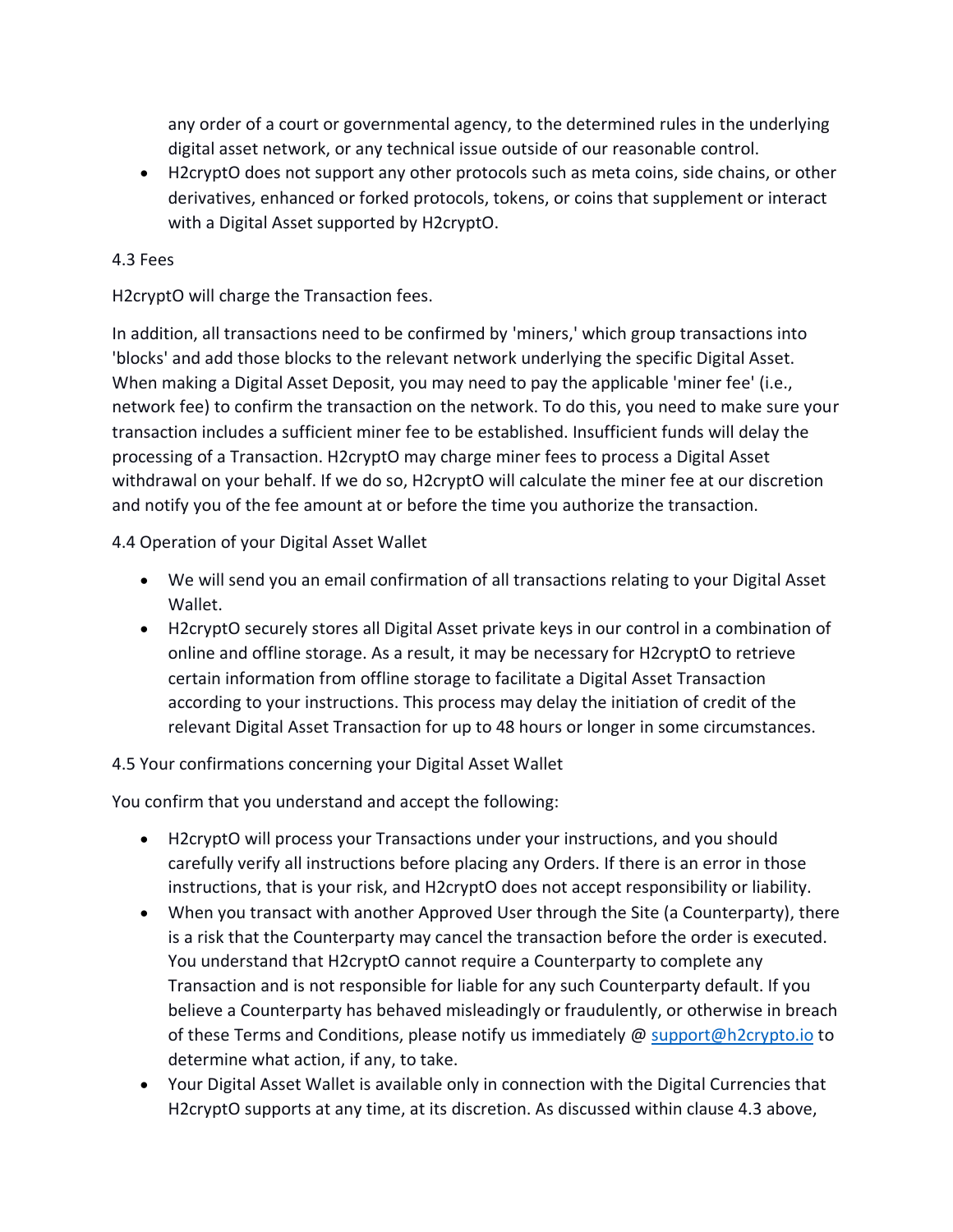any order of a court or governmental agency, to the determined rules in the underlying digital asset network, or any technical issue outside of our reasonable control.
- H2cryptO does not support any other protocols such as meta coins, side chains, or other derivatives, enhanced or forked protocols, tokens, or coins that supplement or interact with a Digital Asset supported by H2cryptO.

4.3 Fees

H2cryptO will charge the Transaction fees.

In addition, all transactions need to be confirmed by 'miners,' which group transactions into 'blocks' and add those blocks to the relevant network underlying the specific Digital Asset. When making a Digital Asset Deposit, you may need to pay the applicable 'miner fee' (i.e., network fee) to confirm the transaction on the network. To do this, you need to make sure your transaction includes a sufficient miner fee to be established. Insufficient funds will delay the processing of a Transaction. H2cryptO may charge miner fees to process a Digital Asset withdrawal on your behalf. If we do so, H2cryptO will calculate the miner fee at our discretion and notify you of the fee amount at or before the time you authorize the transaction.

4.4 Operation of your Digital Asset Wallet

- We will send you an email confirmation of all transactions relating to your Digital Asset Wallet.
- H2cryptO securely stores all Digital Asset private keys in our control in a combination of online and offline storage. As a result, it may be necessary for H2cryptO to retrieve certain information from offline storage to facilitate a Digital Asset Transaction according to your instructions. This process may delay the initiation of credit of the relevant Digital Asset Transaction for up to 48 hours or longer in some circumstances.

4.5 Your confirmations concerning your Digital Asset Wallet

You confirm that you understand and accept the following:

- H2cryptO will process your Transactions under your instructions, and you should carefully verify all instructions before placing any Orders. If there is an error in those instructions, that is your risk, and H2cryptO does not accept responsibility or liability.
- When you transact with another Approved User through the Site (a Counterparty), there is a risk that the Counterparty may cancel the transaction before the order is executed. You understand that H2cryptO cannot require a Counterparty to complete any Transaction and is not responsible for liable for any such Counterparty default. If you believe a Counterparty has behaved misleadingly or fraudulently, or otherwise in breach of these Terms and Conditions, please notify us immediately @ support@h2crypto.io to determine what action, if any, to take.
- Your Digital Asset Wallet is available only in connection with the Digital Currencies that H2cryptO supports at any time, at its discretion. As discussed within clause 4.3 above,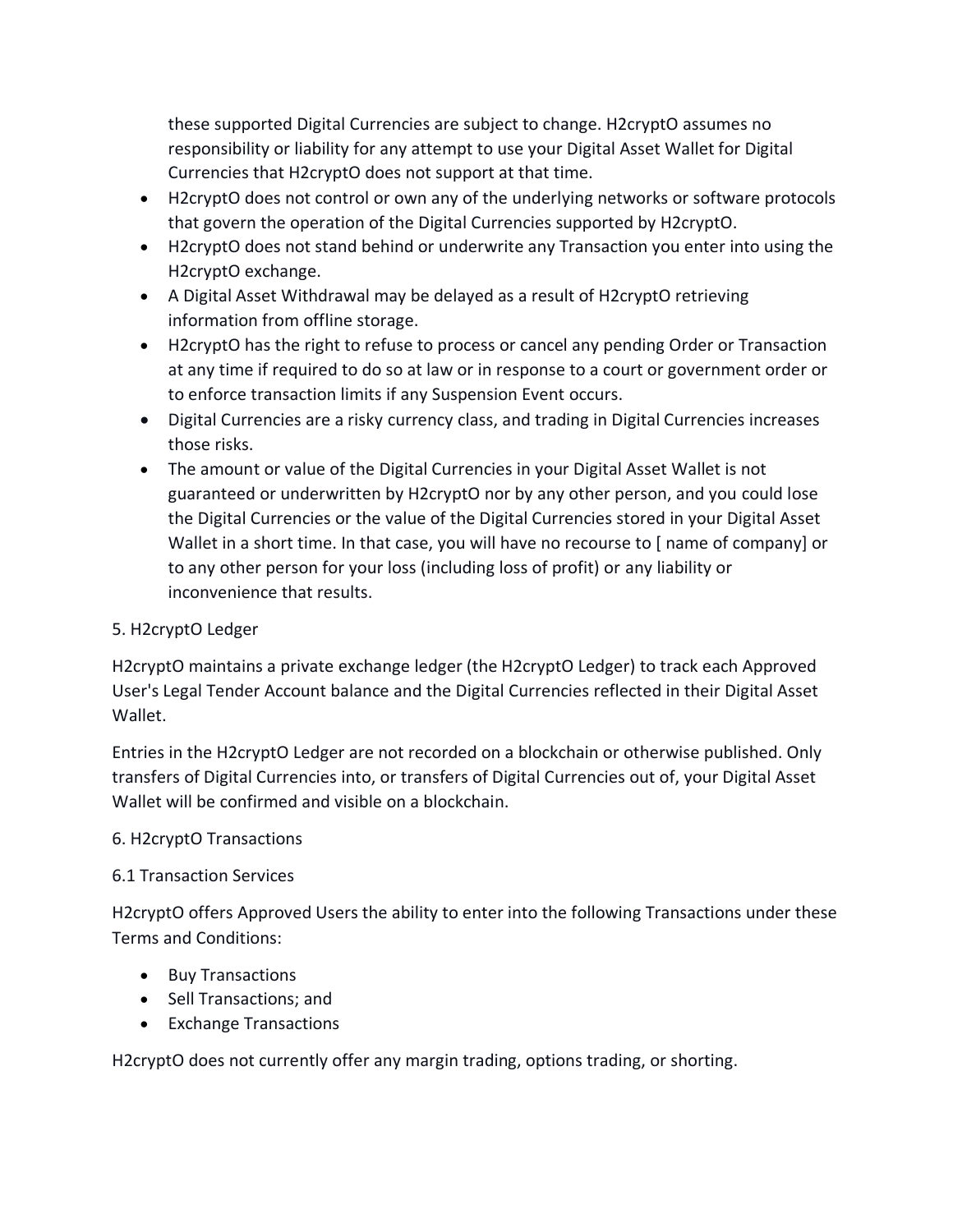these supported Digital Currencies are subject to change. H2cryptO assumes no responsibility or liability for any attempt to use your Digital Asset Wallet for Digital Currencies that H2cryptO does not support at that time.

- H2cryptO does not control or own any of the underlying networks or software protocols that govern the operation of the Digital Currencies supported by H2cryptO.
- H2cryptO does not stand behind or underwrite any Transaction you enter into using the H2cryptO exchange.
- A Digital Asset Withdrawal may be delayed as a result of H2cryptO retrieving information from offline storage.
- H2cryptO has the right to refuse to process or cancel any pending Order or Transaction at any time if required to do so at law or in response to a court or government order or to enforce transaction limits if any Suspension Event occurs.
- Digital Currencies are a risky currency class, and trading in Digital Currencies increases those risks.
- The amount or value of the Digital Currencies in your Digital Asset Wallet is not guaranteed or underwritten by H2cryptO nor by any other person, and you could lose the Digital Currencies or the value of the Digital Currencies stored in your Digital Asset Wallet in a short time. In that case, you will have no recourse to [ name of company] or to any other person for your loss (including loss of profit) or any liability or inconvenience that results.

5. H2cryptO Ledger

H2cryptO maintains a private exchange ledger (the H2cryptO Ledger) to track each Approved User's Legal Tender Account balance and the Digital Currencies reflected in their Digital Asset Wallet.

Entries in the H2cryptO Ledger are not recorded on a blockchain or otherwise published. Only transfers of Digital Currencies into, or transfers of Digital Currencies out of, your Digital Asset Wallet will be confirmed and visible on a blockchain.

6. H2cryptO Transactions

6.1 Transaction Services

H2cryptO offers Approved Users the ability to enter into the following Transactions under these Terms and Conditions:

- Buy Transactions
- Sell Transactions; and
- Exchange Transactions

H2cryptO does not currently offer any margin trading, options trading, or shorting.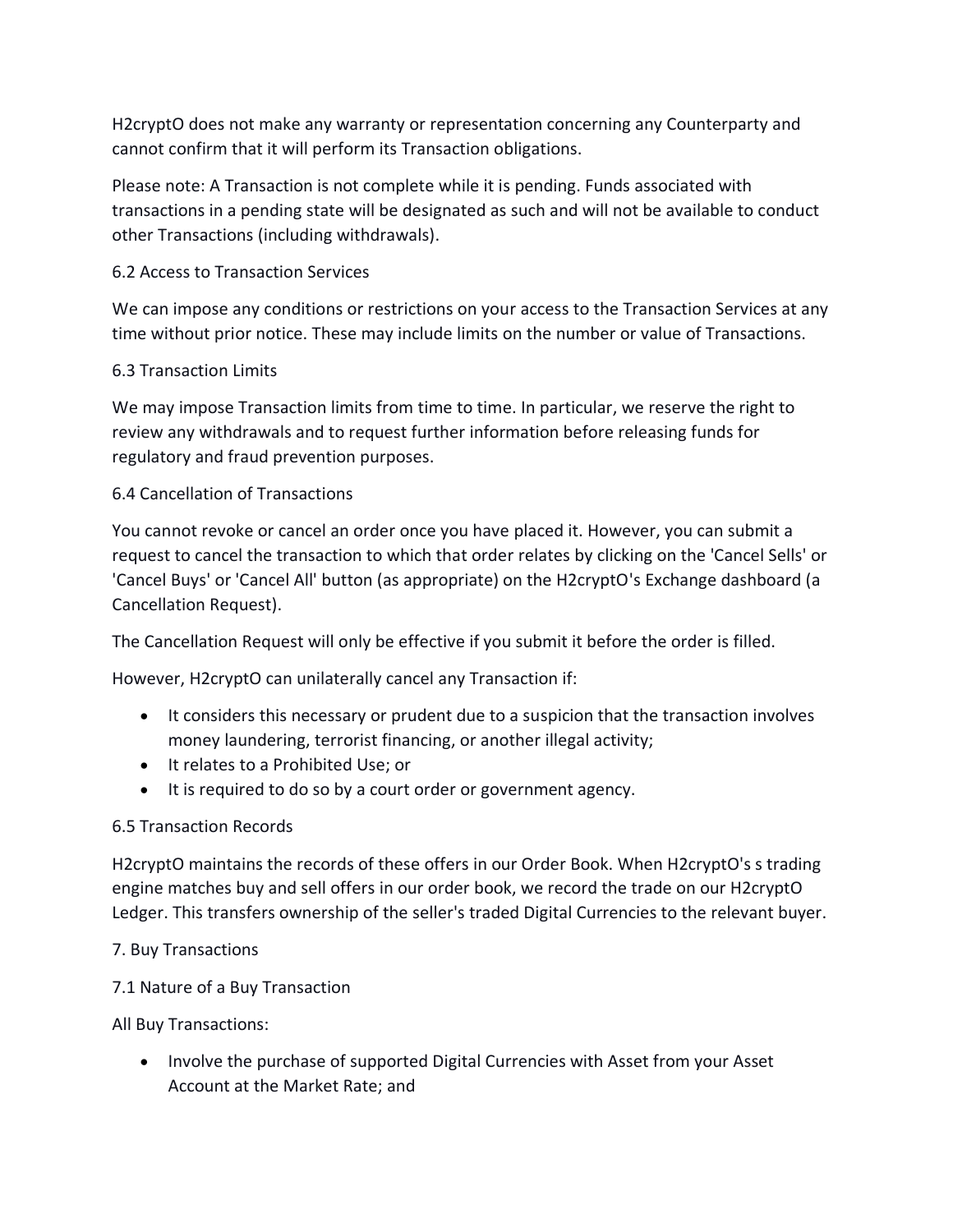H2cryptO does not make any warranty or representation concerning any Counterparty and cannot confirm that it will perform its Transaction obligations.

Please note: A Transaction is not complete while it is pending. Funds associated with transactions in a pending state will be designated as such and will not be available to conduct other Transactions (including withdrawals).

### 6.2 Access to Transaction Services

We can impose any conditions or restrictions on your access to the Transaction Services at any time without prior notice. These may include limits on the number or value of Transactions.

### 6.3 Transaction Limits

We may impose Transaction limits from time to time. In particular, we reserve the right to review any withdrawals and to request further information before releasing funds for regulatory and fraud prevention purposes.

### 6.4 Cancellation of Transactions

You cannot revoke or cancel an order once you have placed it. However, you can submit a request to cancel the transaction to which that order relates by clicking on the 'Cancel Sells' or 'Cancel Buys' or 'Cancel All' button (as appropriate) on the H2cryptO's Exchange dashboard (a Cancellation Request).

The Cancellation Request will only be effective if you submit it before the order is filled.

However, H2cryptO can unilaterally cancel any Transaction if:

- It considers this necessary or prudent due to a suspicion that the transaction involves money laundering, terrorist financing, or another illegal activity;
- It relates to a Prohibited Use; or
- It is required to do so by a court order or government agency.

### 6.5 Transaction Records

H2cryptO maintains the records of these offers in our Order Book. When H2cryptO's s trading engine matches buy and sell offers in our order book, we record the trade on our H2cryptO Ledger. This transfers ownership of the seller's traded Digital Currencies to the relevant buyer.

## 7. Buy Transactions

### 7.1 Nature of a Buy Transaction

All Buy Transactions:

- Involve the purchase of supported Digital Currencies with Asset from your Asset Account at the Market Rate; and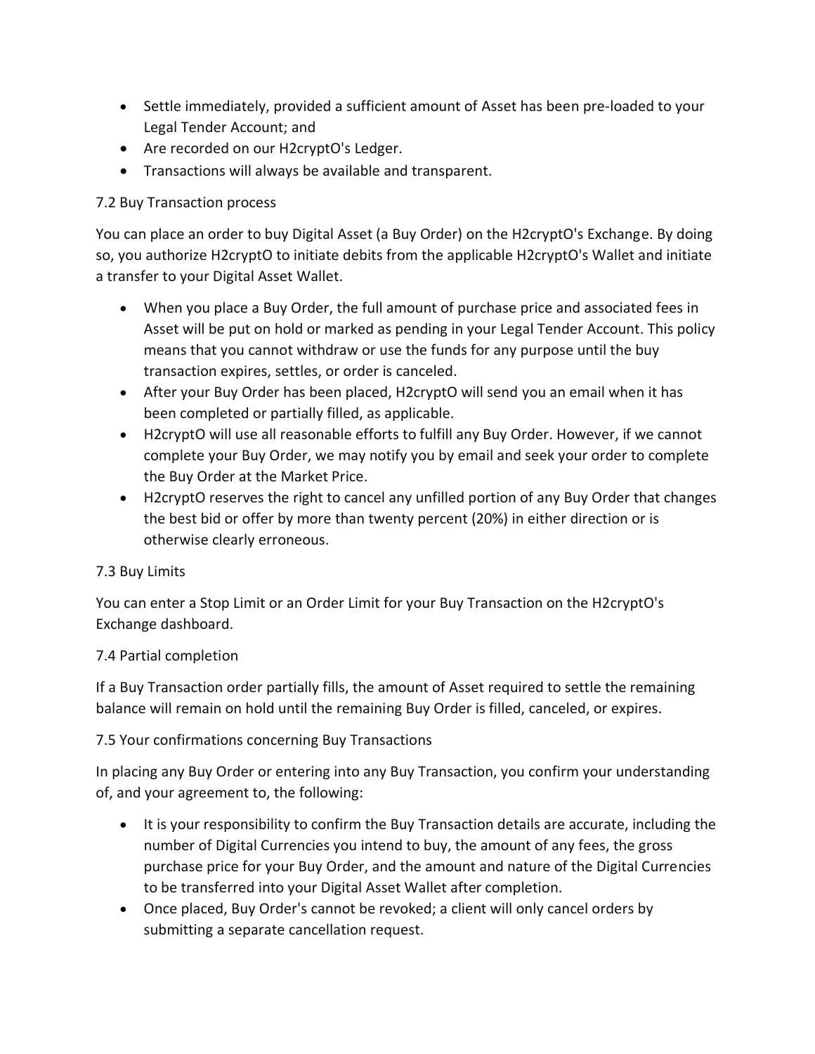- Settle immediately, provided a sufficient amount of Asset has been pre-loaded to your Legal Tender Account; and
- Are recorded on our H2cryptO's Ledger.
- Transactions will always be available and transparent.

7.2 Buy Transaction process

You can place an order to buy Digital Asset (a Buy Order) on the H2cryptO's Exchange. By doing so, you authorize H2cryptO to initiate debits from the applicable H2cryptO's Wallet and initiate a transfer to your Digital Asset Wallet.

- When you place a Buy Order, the full amount of purchase price and associated fees in Asset will be put on hold or marked as pending in your Legal Tender Account. This policy means that you cannot withdraw or use the funds for any purpose until the buy transaction expires, settles, or order is canceled.
- After your Buy Order has been placed, H2cryptO will send you an email when it has been completed or partially filled, as applicable.
- H2cryptO will use all reasonable efforts to fulfill any Buy Order. However, if we cannot complete your Buy Order, we may notify you by email and seek your order to complete the Buy Order at the Market Price.
- H2cryptO reserves the right to cancel any unfilled portion of any Buy Order that changes the best bid or offer by more than twenty percent (20%) in either direction or is otherwise clearly erroneous.

7.3 Buy Limits

You can enter a Stop Limit or an Order Limit for your Buy Transaction on the H2cryptO's Exchange dashboard.

7.4 Partial completion

If a Buy Transaction order partially fills, the amount of Asset required to settle the remaining balance will remain on hold until the remaining Buy Order is filled, canceled, or expires.

7.5 Your confirmations concerning Buy Transactions

In placing any Buy Order or entering into any Buy Transaction, you confirm your understanding of, and your agreement to, the following:

- It is your responsibility to confirm the Buy Transaction details are accurate, including the number of Digital Currencies you intend to buy, the amount of any fees, the gross purchase price for your Buy Order, and the amount and nature of the Digital Currencies to be transferred into your Digital Asset Wallet after completion.
- Once placed, Buy Order's cannot be revoked; a client will only cancel orders by submitting a separate cancellation request.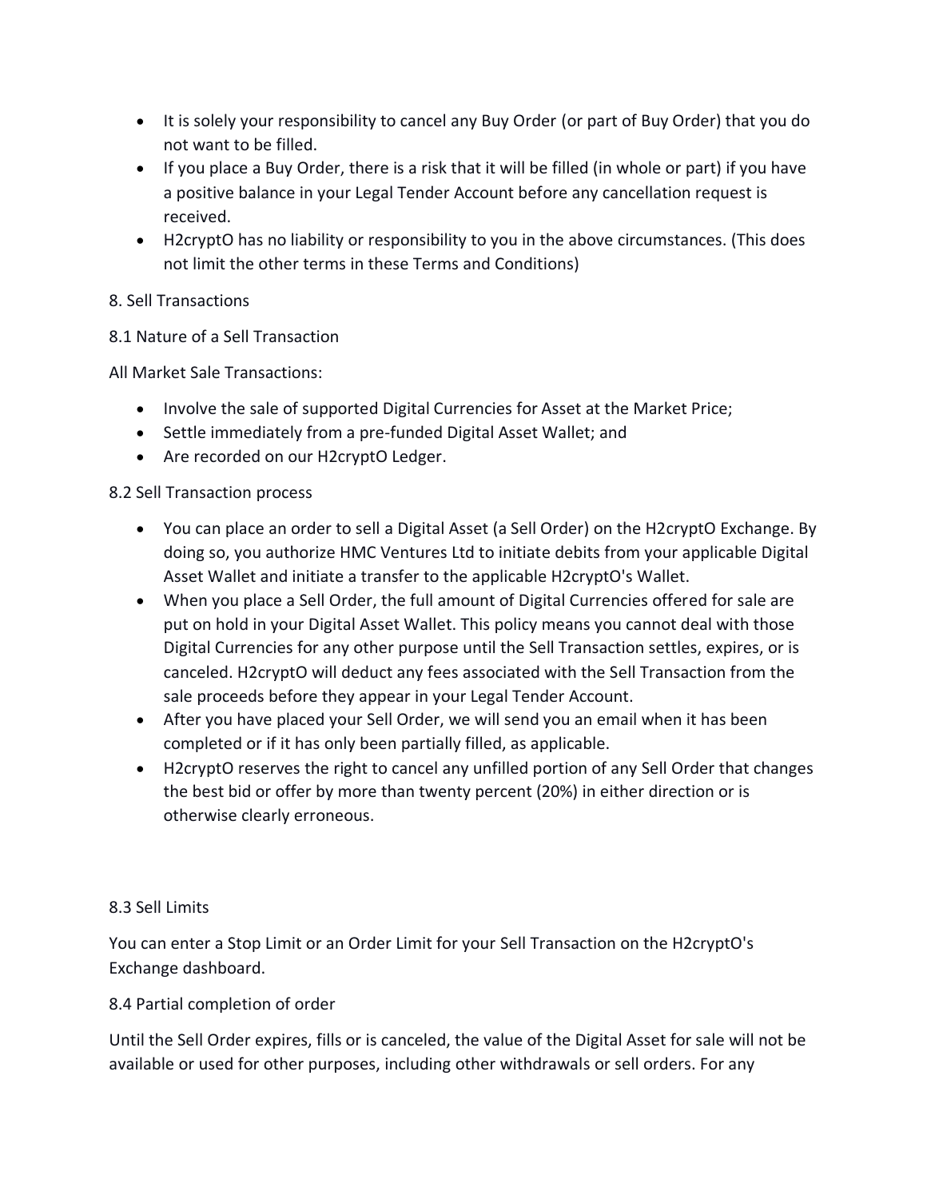- It is solely your responsibility to cancel any Buy Order (or part of Buy Order) that you do not want to be filled.
- If you place a Buy Order, there is a risk that it will be filled (in whole or part) if you have a positive balance in your Legal Tender Account before any cancellation request is received.
- H2cryptO has no liability or responsibility to you in the above circumstances. (This does not limit the other terms in these Terms and Conditions)

8. Sell Transactions

8.1 Nature of a Sell Transaction

All Market Sale Transactions:

- Involve the sale of supported Digital Currencies for Asset at the Market Price;
- Settle immediately from a pre-funded Digital Asset Wallet; and
- Are recorded on our H2cryptO Ledger.

8.2 Sell Transaction process

- You can place an order to sell a Digital Asset (a Sell Order) on the H2cryptO Exchange. By doing so, you authorize HMC Ventures Ltd to initiate debits from your applicable Digital Asset Wallet and initiate a transfer to the applicable H2cryptO's Wallet.
- When you place a Sell Order, the full amount of Digital Currencies offered for sale are put on hold in your Digital Asset Wallet. This policy means you cannot deal with those Digital Currencies for any other purpose until the Sell Transaction settles, expires, or is canceled. H2cryptO will deduct any fees associated with the Sell Transaction from the sale proceeds before they appear in your Legal Tender Account.
- After you have placed your Sell Order, we will send you an email when it has been completed or if it has only been partially filled, as applicable.
- H2cryptO reserves the right to cancel any unfilled portion of any Sell Order that changes the best bid or offer by more than twenty percent (20%) in either direction or is otherwise clearly erroneous.

8.3 Sell Limits

You can enter a Stop Limit or an Order Limit for your Sell Transaction on the H2cryptO's Exchange dashboard.

8.4 Partial completion of order

Until the Sell Order expires, fills or is canceled, the value of the Digital Asset for sale will not be available or used for other purposes, including other withdrawals or sell orders. For any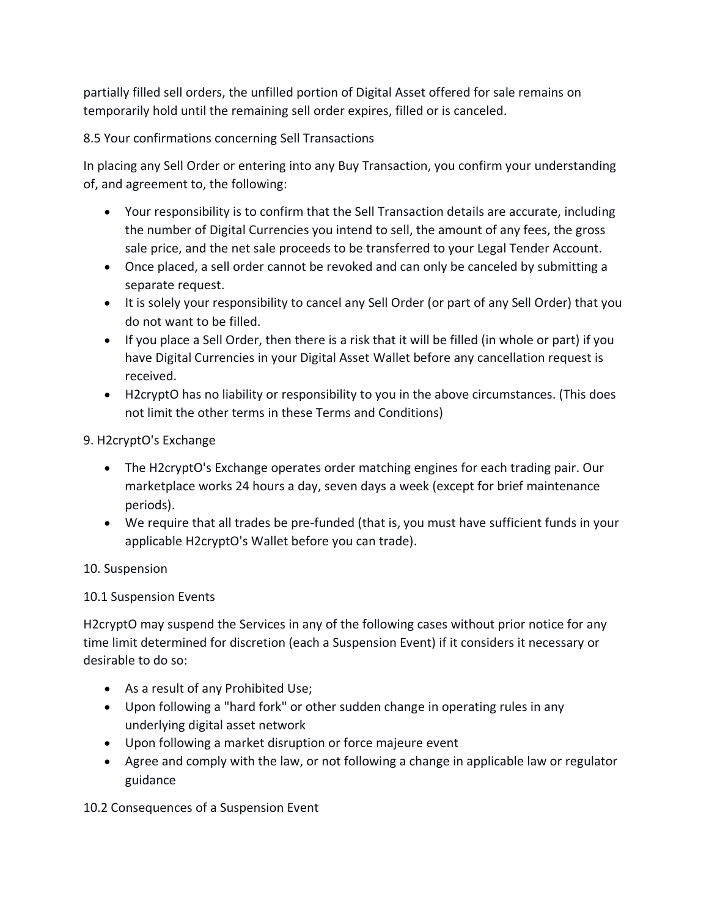partially filled sell orders, the unfilled portion of Digital Asset offered for sale remains on temporarily hold until the remaining sell order expires, filled or is canceled.

### 8.5 Your confirmations concerning Sell Transactions

In placing any Sell Order or entering into any Buy Transaction, you confirm your understanding of, and agreement to, the following:

- Your responsibility is to confirm that the Sell Transaction details are accurate, including the number of Digital Currencies you intend to sell, the amount of any fees, the gross sale price, and the net sale proceeds to be transferred to your Legal Tender Account.
- Once placed, a sell order cannot be revoked and can only be canceled by submitting a separate request.
- It is solely your responsibility to cancel any Sell Order (or part of any Sell Order) that you do not want to be filled.
- If you place a Sell Order, then there is a risk that it will be filled (in whole or part) if you have Digital Currencies in your Digital Asset Wallet before any cancellation request is received.
- H2cryptO has no liability or responsibility to you in the above circumstances. (This does not limit the other terms in these Terms and Conditions)

## 9. H2cryptO's Exchange

- The H2cryptO's Exchange operates order matching engines for each trading pair. Our marketplace works 24 hours a day, seven days a week (except for brief maintenance periods).
- We require that all trades be pre-funded (that is, you must have sufficient funds in your applicable H2cryptO's Wallet before you can trade).

## 10. Suspension

### 10.1 Suspension Events

H2cryptO may suspend the Services in any of the following cases without prior notice for any time limit determined for discretion (each a Suspension Event) if it considers it necessary or desirable to do so:

- As a result of any Prohibited Use;
- Upon following a "hard fork" or other sudden change in operating rules in any underlying digital asset network
- Upon following a market disruption or force majeure event
- Agree and comply with the law, or not following a change in applicable law or regulator guidance

### 10.2 Consequences of a Suspension Event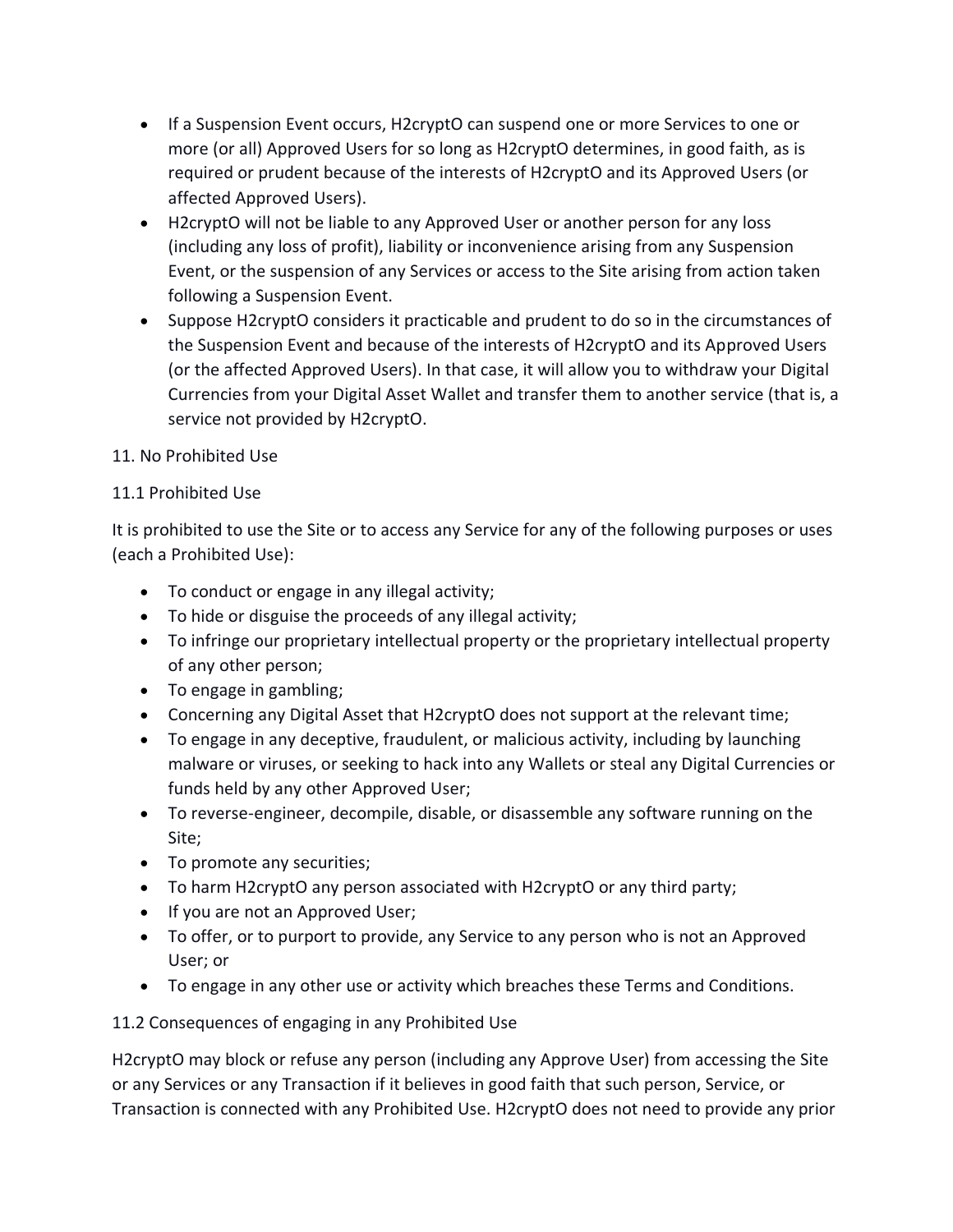- If a Suspension Event occurs, H2cryptO can suspend one or more Services to one or more (or all) Approved Users for so long as H2cryptO determines, in good faith, as is required or prudent because of the interests of H2cryptO and its Approved Users (or affected Approved Users).
- H2cryptO will not be liable to any Approved User or another person for any loss (including any loss of profit), liability or inconvenience arising from any Suspension Event, or the suspension of any Services or access to the Site arising from action taken following a Suspension Event.
- Suppose H2cryptO considers it practicable and prudent to do so in the circumstances of the Suspension Event and because of the interests of H2cryptO and its Approved Users (or the affected Approved Users). In that case, it will allow you to withdraw your Digital Currencies from your Digital Asset Wallet and transfer them to another service (that is, a service not provided by H2cryptO.

11. No Prohibited Use

11.1 Prohibited Use

It is prohibited to use the Site or to access any Service for any of the following purposes or uses (each a Prohibited Use):

- To conduct or engage in any illegal activity;
- To hide or disguise the proceeds of any illegal activity;
- To infringe our proprietary intellectual property or the proprietary intellectual property of any other person;
- To engage in gambling;
- Concerning any Digital Asset that H2cryptO does not support at the relevant time;
- To engage in any deceptive, fraudulent, or malicious activity, including by launching malware or viruses, or seeking to hack into any Wallets or steal any Digital Currencies or funds held by any other Approved User;
- To reverse-engineer, decompile, disable, or disassemble any software running on the Site;
- To promote any securities;
- To harm H2cryptO any person associated with H2cryptO or any third party;
- If you are not an Approved User;
- To offer, or to purport to provide, any Service to any person who is not an Approved User; or
- To engage in any other use or activity which breaches these Terms and Conditions.

11.2 Consequences of engaging in any Prohibited Use

H2cryptO may block or refuse any person (including any Approve User) from accessing the Site or any Services or any Transaction if it believes in good faith that such person, Service, or Transaction is connected with any Prohibited Use. H2cryptO does not need to provide any prior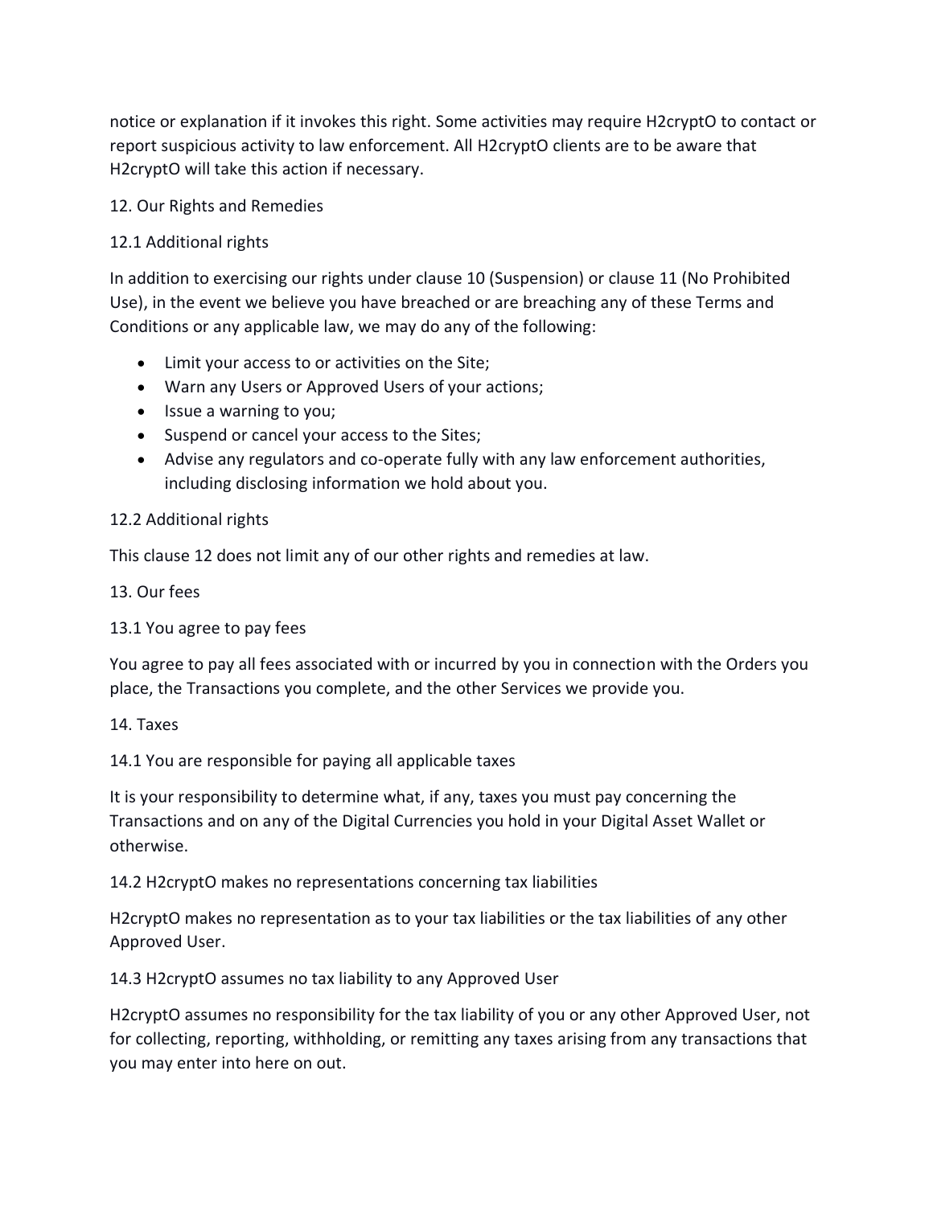notice or explanation if it invokes this right. Some activities may require H2cryptO to contact or report suspicious activity to law enforcement. All H2cryptO clients are to be aware that H2cryptO will take this action if necessary.

## 12. Our Rights and Remedies

### 12.1 Additional rights

In addition to exercising our rights under clause 10 (Suspension) or clause 11 (No Prohibited Use), in the event we believe you have breached or are breaching any of these Terms and Conditions or any applicable law, we may do any of the following:

- Limit your access to or activities on the Site;
- Warn any Users or Approved Users of your actions;
- Issue a warning to you;
- Suspend or cancel your access to the Sites;
- Advise any regulators and co-operate fully with any law enforcement authorities, including disclosing information we hold about you.

### 12.2 Additional rights

This clause 12 does not limit any of our other rights and remedies at law.

## 13. Our fees

### 13.1 You agree to pay fees

You agree to pay all fees associated with or incurred by you in connection with the Orders you place, the Transactions you complete, and the other Services we provide you.

## 14. Taxes

### 14.1 You are responsible for paying all applicable taxes

It is your responsibility to determine what, if any, taxes you must pay concerning the Transactions and on any of the Digital Currencies you hold in your Digital Asset Wallet or otherwise.

### 14.2 H2cryptO makes no representations concerning tax liabilities

H2cryptO makes no representation as to your tax liabilities or the tax liabilities of any other Approved User.

### 14.3 H2cryptO assumes no tax liability to any Approved User

H2cryptO assumes no responsibility for the tax liability of you or any other Approved User, not for collecting, reporting, withholding, or remitting any taxes arising from any transactions that you may enter into here on out.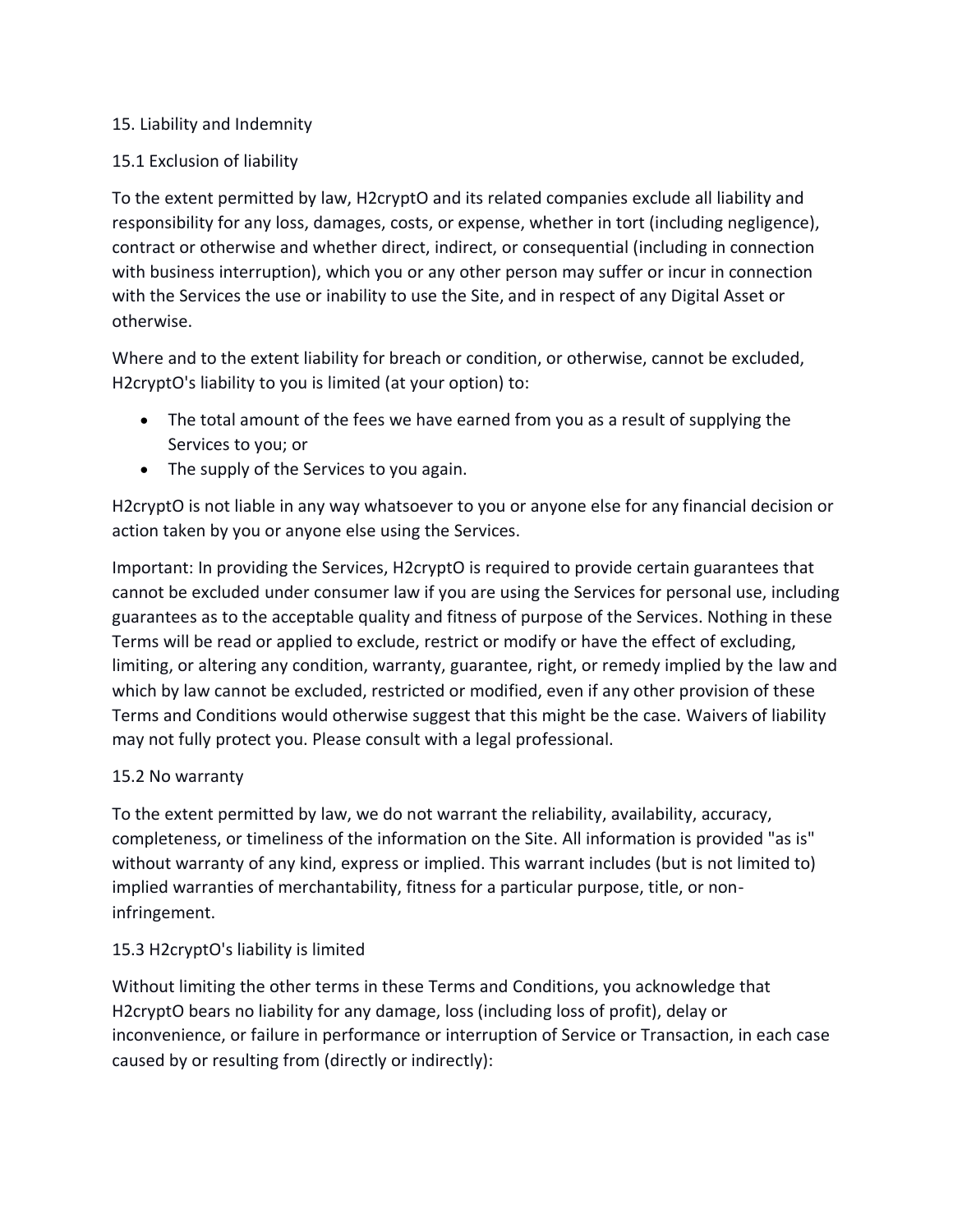## 15. Liability and Indemnity

### 15.1 Exclusion of liability

To the extent permitted by law, H2cryptO and its related companies exclude all liability and responsibility for any loss, damages, costs, or expense, whether in tort (including negligence), contract or otherwise and whether direct, indirect, or consequential (including in connection with business interruption), which you or any other person may suffer or incur in connection with the Services the use or inability to use the Site, and in respect of any Digital Asset or otherwise.

Where and to the extent liability for breach or condition, or otherwise, cannot be excluded, H2cryptO's liability to you is limited (at your option) to:

- The total amount of the fees we have earned from you as a result of supplying the Services to you; or
- The supply of the Services to you again.

H2cryptO is not liable in any way whatsoever to you or anyone else for any financial decision or action taken by you or anyone else using the Services.

Important: In providing the Services, H2cryptO is required to provide certain guarantees that cannot be excluded under consumer law if you are using the Services for personal use, including guarantees as to the acceptable quality and fitness of purpose of the Services. Nothing in these Terms will be read or applied to exclude, restrict or modify or have the effect of excluding, limiting, or altering any condition, warranty, guarantee, right, or remedy implied by the law and which by law cannot be excluded, restricted or modified, even if any other provision of these Terms and Conditions would otherwise suggest that this might be the case. Waivers of liability may not fully protect you. Please consult with a legal professional.

### 15.2 No warranty

To the extent permitted by law, we do not warrant the reliability, availability, accuracy, completeness, or timeliness of the information on the Site. All information is provided "as is" without warranty of any kind, express or implied. This warrant includes (but is not limited to) implied warranties of merchantability, fitness for a particular purpose, title, or non-infringement.

### 15.3 H2cryptO's liability is limited

Without limiting the other terms in these Terms and Conditions, you acknowledge that H2cryptO bears no liability for any damage, loss (including loss of profit), delay or inconvenience, or failure in performance or interruption of Service or Transaction, in each case caused by or resulting from (directly or indirectly):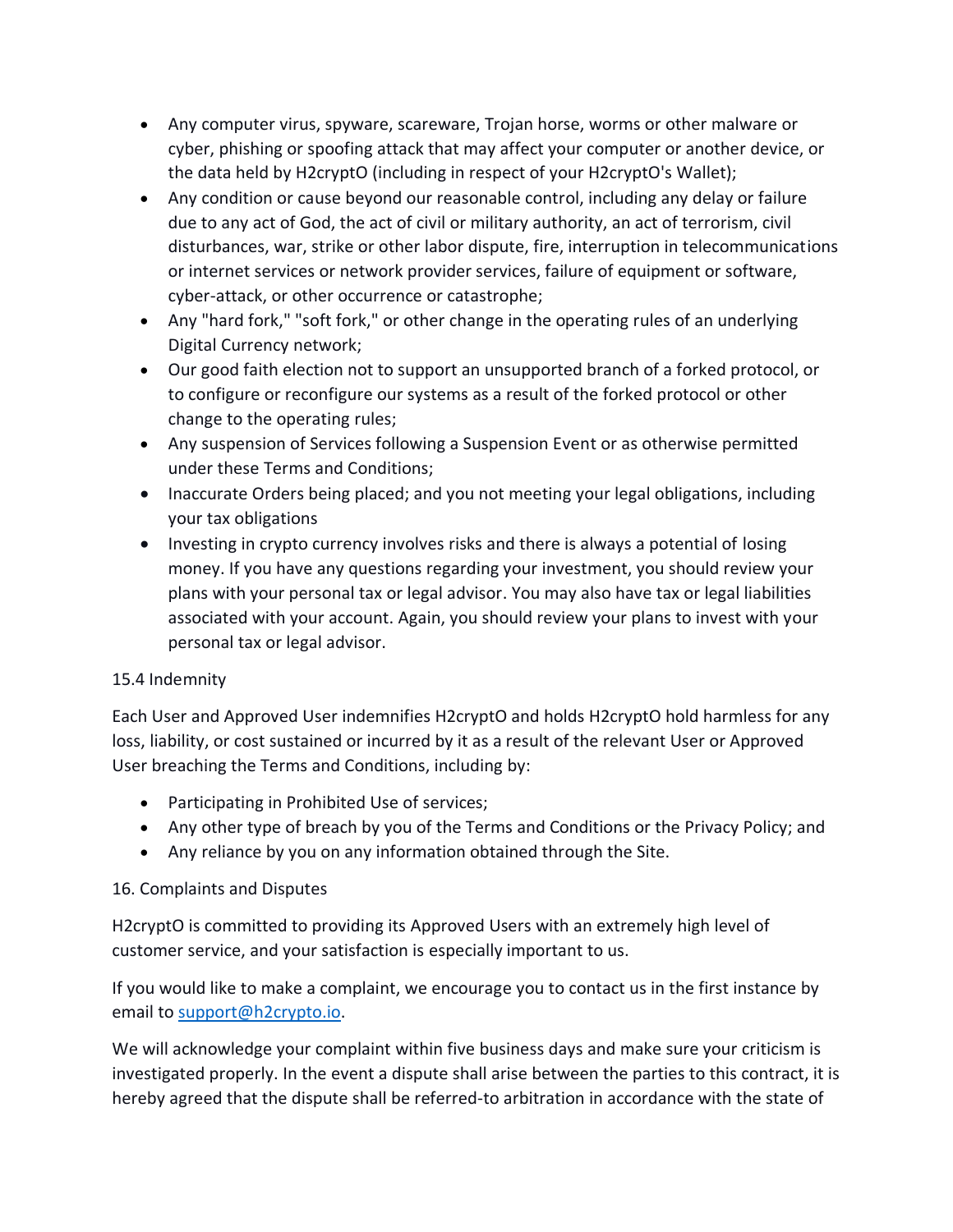- Any computer virus, spyware, scareware, Trojan horse, worms or other malware or cyber, phishing or spoofing attack that may affect your computer or another device, or the data held by H2cryptO (including in respect of your H2cryptO's Wallet);
- Any condition or cause beyond our reasonable control, including any delay or failure due to any act of God, the act of civil or military authority, an act of terrorism, civil disturbances, war, strike or other labor dispute, fire, interruption in telecommunications or internet services or network provider services, failure of equipment or software, cyber-attack, or other occurrence or catastrophe;
- Any "hard fork," "soft fork," or other change in the operating rules of an underlying Digital Currency network;
- Our good faith election not to support an unsupported branch of a forked protocol, or to configure or reconfigure our systems as a result of the forked protocol or other change to the operating rules;
- Any suspension of Services following a Suspension Event or as otherwise permitted under these Terms and Conditions;
- Inaccurate Orders being placed; and you not meeting your legal obligations, including your tax obligations
- Investing in crypto currency involves risks and there is always a potential of losing money. If you have any questions regarding your investment, you should review your plans with your personal tax or legal advisor. You may also have tax or legal liabilities associated with your account. Again, you should review your plans to invest with your personal tax or legal advisor.

15.4 Indemnity

Each User and Approved User indemnifies H2cryptO and holds H2cryptO hold harmless for any loss, liability, or cost sustained or incurred by it as a result of the relevant User or Approved User breaching the Terms and Conditions, including by:

- Participating in Prohibited Use of services;
- Any other type of breach by you of the Terms and Conditions or the Privacy Policy; and
- Any reliance by you on any information obtained through the Site.

16. Complaints and Disputes

H2cryptO is committed to providing its Approved Users with an extremely high level of customer service, and your satisfaction is especially important to us.

If you would like to make a complaint, we encourage you to contact us in the first instance by email to support@h2crypto.io.

We will acknowledge your complaint within five business days and make sure your criticism is investigated properly. In the event a dispute shall arise between the parties to this contract, it is hereby agreed that the dispute shall be referred-to arbitration in accordance with the state of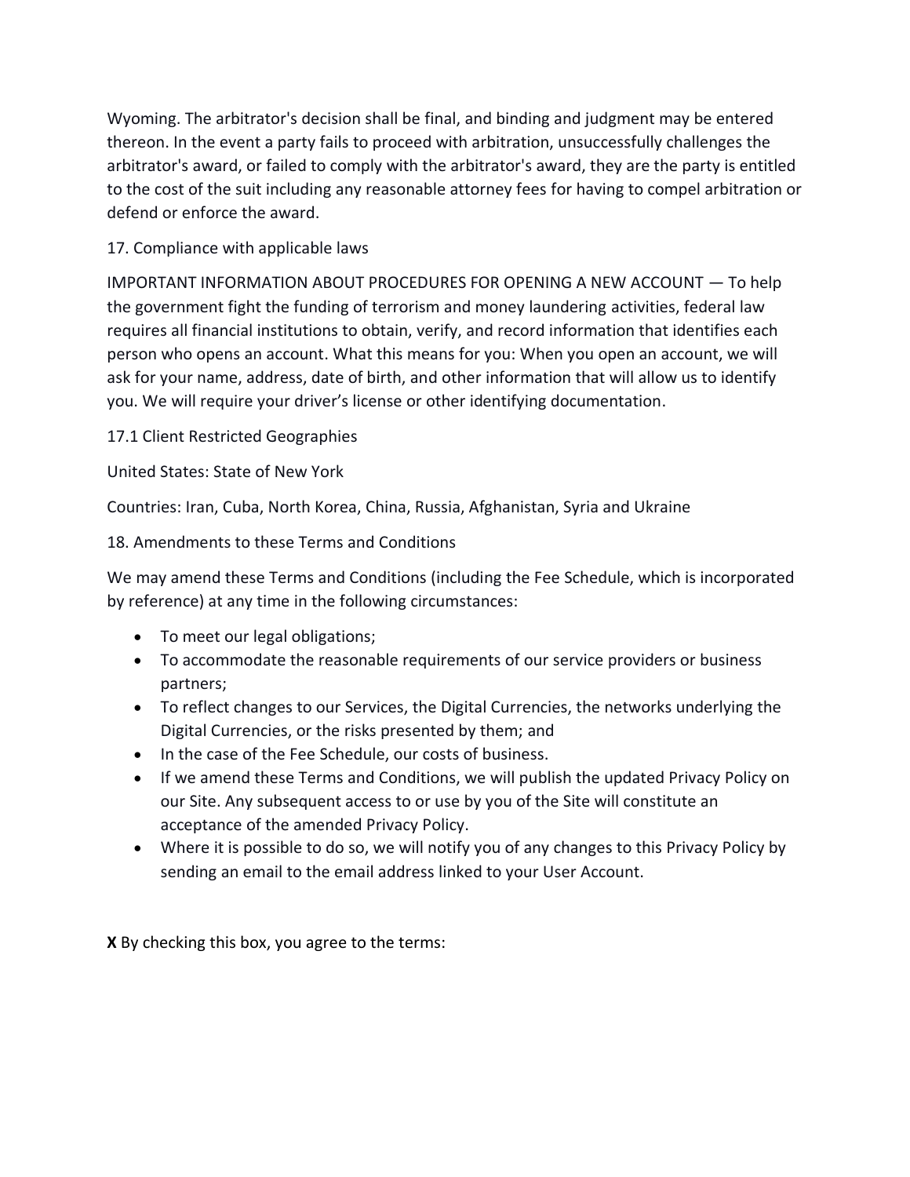Wyoming. The arbitrator's decision shall be final, and binding and judgment may be entered thereon. In the event a party fails to proceed with arbitration, unsuccessfully challenges the arbitrator's award, or failed to comply with the arbitrator's award, they are the party is entitled to the cost of the suit including any reasonable attorney fees for having to compel arbitration or defend or enforce the award.

17. Compliance with applicable laws

IMPORTANT INFORMATION ABOUT PROCEDURES FOR OPENING A NEW ACCOUNT — To help the government fight the funding of terrorism and money laundering activities, federal law requires all financial institutions to obtain, verify, and record information that identifies each person who opens an account. What this means for you: When you open an account, we will ask for your name, address, date of birth, and other information that will allow us to identify you. We will require your driver's license or other identifying documentation.

17.1 Client Restricted Geographies

United States: State of New York

Countries: Iran, Cuba, North Korea, China, Russia, Afghanistan, Syria and Ukraine

18. Amendments to these Terms and Conditions

We may amend these Terms and Conditions (including the Fee Schedule, which is incorporated by reference) at any time in the following circumstances:

- To meet our legal obligations;
- To accommodate the reasonable requirements of our service providers or business partners;
- To reflect changes to our Services, the Digital Currencies, the networks underlying the Digital Currencies, or the risks presented by them; and
- In the case of the Fee Schedule, our costs of business.
- If we amend these Terms and Conditions, we will publish the updated Privacy Policy on our Site. Any subsequent access to or use by you of the Site will constitute an acceptance of the amended Privacy Policy.
- Where it is possible to do so, we will notify you of any changes to this Privacy Policy by sending an email to the email address linked to your User Account.

**X** By checking this box, you agree to the terms: